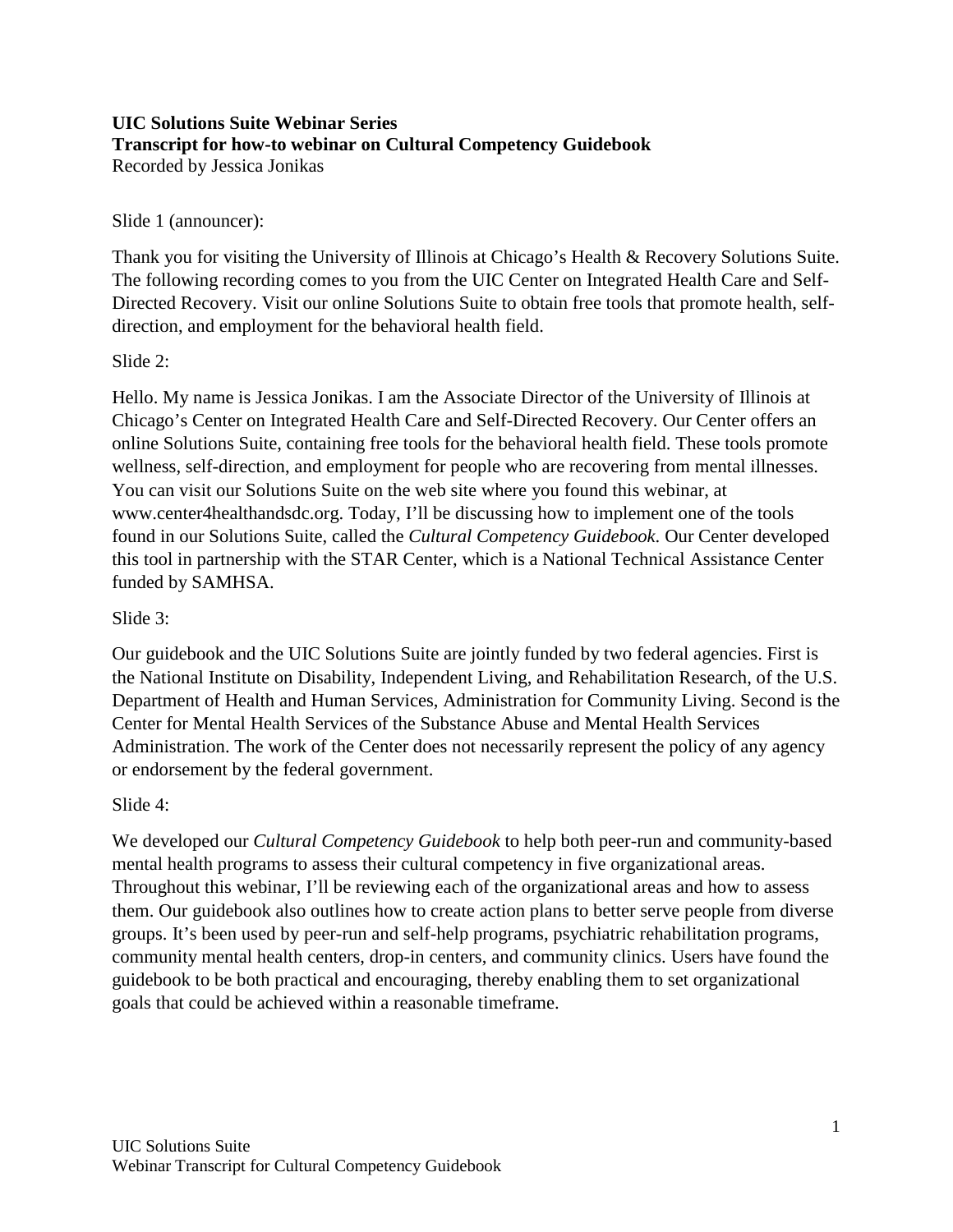**UIC Solutions Suite Webinar Series**
**Transcript for how-to webinar on Cultural Competency Guidebook**
Recorded by Jessica Jonikas

Slide 1 (announcer):

Thank you for visiting the University of Illinois at Chicago's Health & Recovery Solutions Suite. The following recording comes to you from the UIC Center on Integrated Health Care and Self-Directed Recovery. Visit our online Solutions Suite to obtain free tools that promote health, self-direction, and employment for the behavioral health field.

Slide 2:

Hello. My name is Jessica Jonikas. I am the Associate Director of the University of Illinois at Chicago's Center on Integrated Health Care and Self-Directed Recovery. Our Center offers an online Solutions Suite, containing free tools for the behavioral health field. These tools promote wellness, self-direction, and employment for people who are recovering from mental illnesses. You can visit our Solutions Suite on the web site where you found this webinar, at www.center4healthandsdc.org. Today, I'll be discussing how to implement one of the tools found in our Solutions Suite, called the *Cultural Competency Guidebook.* Our Center developed this tool in partnership with the STAR Center, which is a National Technical Assistance Center funded by SAMHSA.

Slide 3:

Our guidebook and the UIC Solutions Suite are jointly funded by two federal agencies. First is the National Institute on Disability, Independent Living, and Rehabilitation Research, of the U.S. Department of Health and Human Services, Administration for Community Living. Second is the Center for Mental Health Services of the Substance Abuse and Mental Health Services Administration. The work of the Center does not necessarily represent the policy of any agency or endorsement by the federal government.

Slide 4:

We developed our *Cultural Competency Guidebook* to help both peer-run and community-based mental health programs to assess their cultural competency in five organizational areas. Throughout this webinar, I'll be reviewing each of the organizational areas and how to assess them. Our guidebook also outlines how to create action plans to better serve people from diverse groups. It's been used by peer-run and self-help programs, psychiatric rehabilitation programs, community mental health centers, drop-in centers, and community clinics. Users have found the guidebook to be both practical and encouraging, thereby enabling them to set organizational goals that could be achieved within a reasonable timeframe.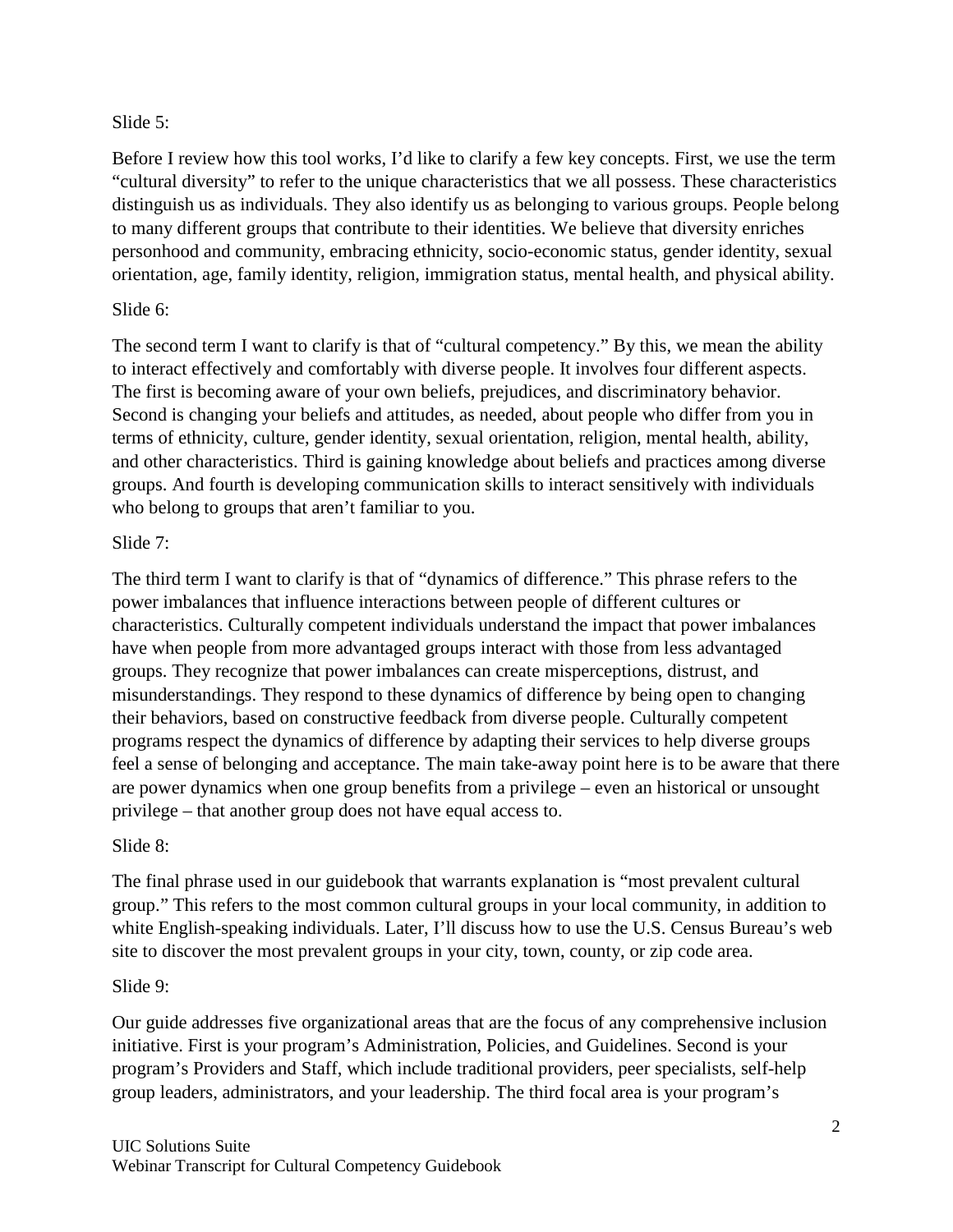Slide 5:

Before I review how this tool works, I'd like to clarify a few key concepts. First, we use the term "cultural diversity" to refer to the unique characteristics that we all possess. These characteristics distinguish us as individuals. They also identify us as belonging to various groups. People belong to many different groups that contribute to their identities. We believe that diversity enriches personhood and community, embracing ethnicity, socio-economic status, gender identity, sexual orientation, age, family identity, religion, immigration status, mental health, and physical ability.

Slide 6:

The second term I want to clarify is that of "cultural competency." By this, we mean the ability to interact effectively and comfortably with diverse people. It involves four different aspects. The first is becoming aware of your own beliefs, prejudices, and discriminatory behavior. Second is changing your beliefs and attitudes, as needed, about people who differ from you in terms of ethnicity, culture, gender identity, sexual orientation, religion, mental health, ability, and other characteristics. Third is gaining knowledge about beliefs and practices among diverse groups. And fourth is developing communication skills to interact sensitively with individuals who belong to groups that aren't familiar to you.

Slide 7:

The third term I want to clarify is that of "dynamics of difference." This phrase refers to the power imbalances that influence interactions between people of different cultures or characteristics. Culturally competent individuals understand the impact that power imbalances have when people from more advantaged groups interact with those from less advantaged groups. They recognize that power imbalances can create misperceptions, distrust, and misunderstandings. They respond to these dynamics of difference by being open to changing their behaviors, based on constructive feedback from diverse people. Culturally competent programs respect the dynamics of difference by adapting their services to help diverse groups feel a sense of belonging and acceptance. The main take-away point here is to be aware that there are power dynamics when one group benefits from a privilege – even an historical or unsought privilege – that another group does not have equal access to.

Slide 8:

The final phrase used in our guidebook that warrants explanation is "most prevalent cultural group." This refers to the most common cultural groups in your local community, in addition to white English-speaking individuals. Later, I'll discuss how to use the U.S. Census Bureau's web site to discover the most prevalent groups in your city, town, county, or zip code area.

Slide 9:

Our guide addresses five organizational areas that are the focus of any comprehensive inclusion initiative. First is your program's Administration, Policies, and Guidelines. Second is your program's Providers and Staff, which include traditional providers, peer specialists, self-help group leaders, administrators, and your leadership. The third focal area is your program's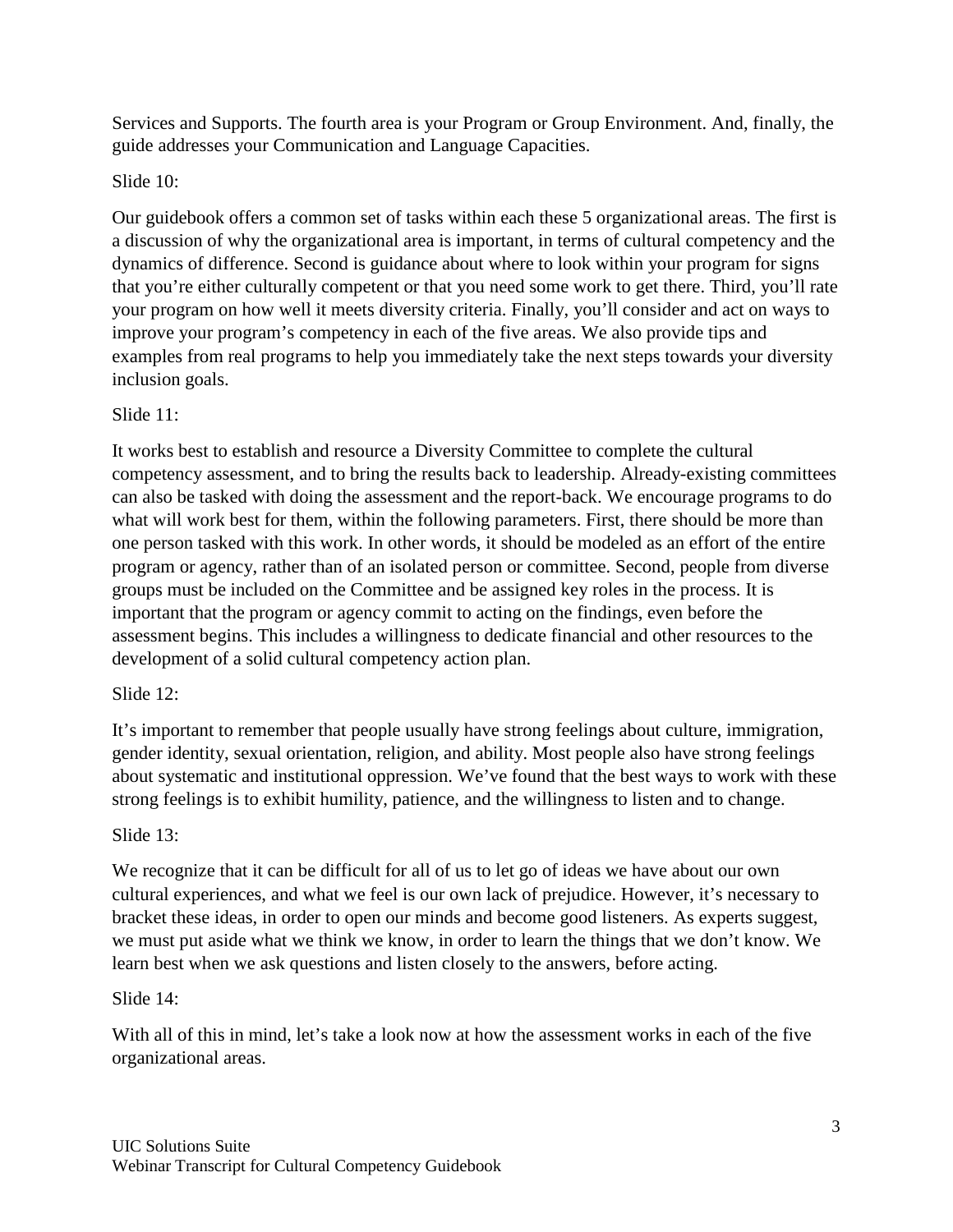Services and Supports. The fourth area is your Program or Group Environment. And, finally, the guide addresses your Communication and Language Capacities.

Slide 10:

Our guidebook offers a common set of tasks within each these 5 organizational areas. The first is a discussion of why the organizational area is important, in terms of cultural competency and the dynamics of difference. Second is guidance about where to look within your program for signs that you're either culturally competent or that you need some work to get there. Third, you'll rate your program on how well it meets diversity criteria. Finally, you'll consider and act on ways to improve your program's competency in each of the five areas. We also provide tips and examples from real programs to help you immediately take the next steps towards your diversity inclusion goals.

Slide 11:

It works best to establish and resource a Diversity Committee to complete the cultural competency assessment, and to bring the results back to leadership. Already-existing committees can also be tasked with doing the assessment and the report-back. We encourage programs to do what will work best for them, within the following parameters. First, there should be more than one person tasked with this work. In other words, it should be modeled as an effort of the entire program or agency, rather than of an isolated person or committee. Second, people from diverse groups must be included on the Committee and be assigned key roles in the process. It is important that the program or agency commit to acting on the findings, even before the assessment begins. This includes a willingness to dedicate financial and other resources to the development of a solid cultural competency action plan.

Slide 12:

It's important to remember that people usually have strong feelings about culture, immigration, gender identity, sexual orientation, religion, and ability. Most people also have strong feelings about systematic and institutional oppression. We've found that the best ways to work with these strong feelings is to exhibit humility, patience, and the willingness to listen and to change.

Slide 13:

We recognize that it can be difficult for all of us to let go of ideas we have about our own cultural experiences, and what we feel is our own lack of prejudice. However, it's necessary to bracket these ideas, in order to open our minds and become good listeners. As experts suggest, we must put aside what we think we know, in order to learn the things that we don't know. We learn best when we ask questions and listen closely to the answers, before acting.

Slide 14:

With all of this in mind, let's take a look now at how the assessment works in each of the five organizational areas.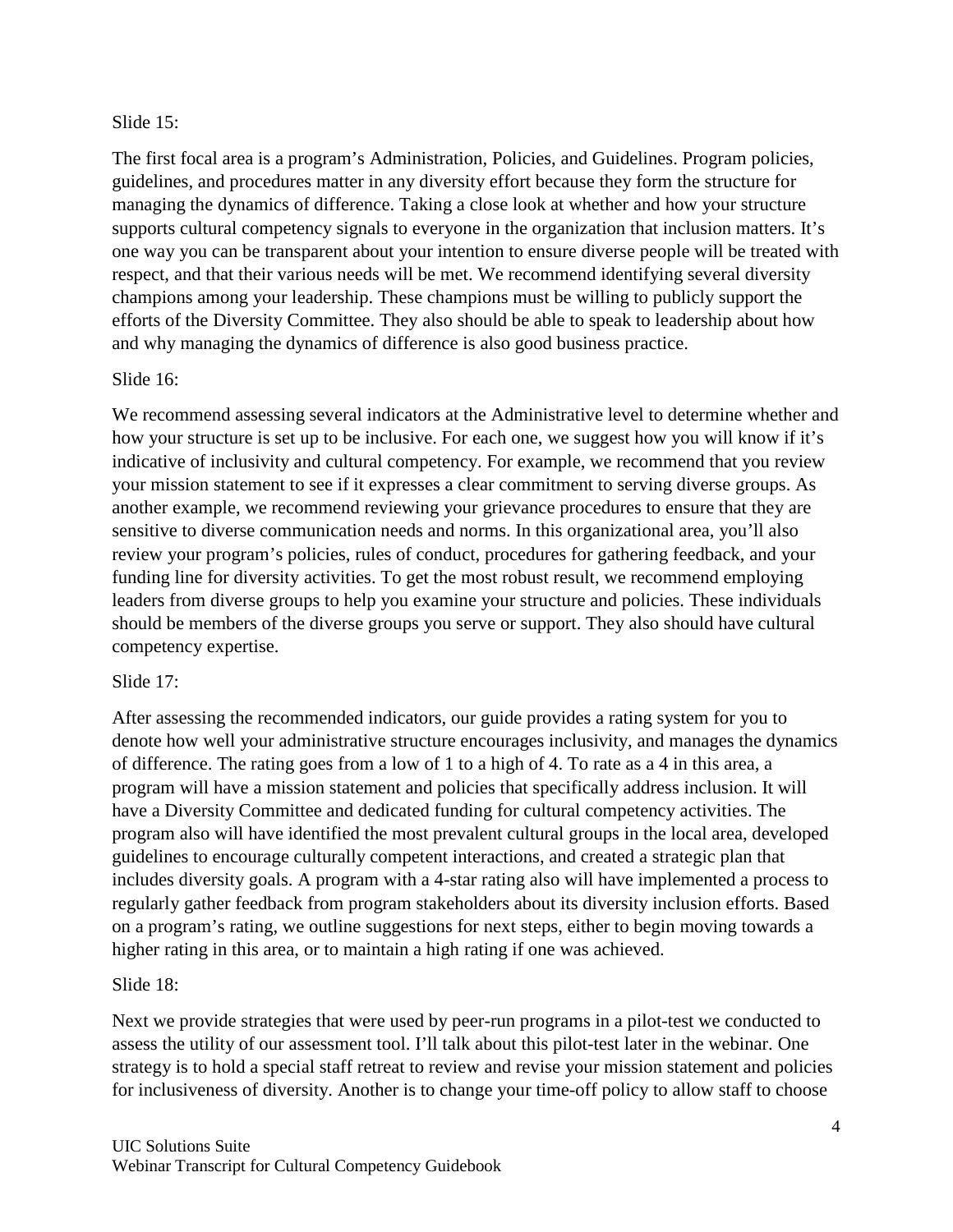Slide 15:

The first focal area is a program’s Administration, Policies, and Guidelines. Program policies, guidelines, and procedures matter in any diversity effort because they form the structure for managing the dynamics of difference. Taking a close look at whether and how your structure supports cultural competency signals to everyone in the organization that inclusion matters. It’s one way you can be transparent about your intention to ensure diverse people will be treated with respect, and that their various needs will be met. We recommend identifying several diversity champions among your leadership. These champions must be willing to publicly support the efforts of the Diversity Committee. They also should be able to speak to leadership about how and why managing the dynamics of difference is also good business practice.

Slide 16:

We recommend assessing several indicators at the Administrative level to determine whether and how your structure is set up to be inclusive. For each one, we suggest how you will know if it’s indicative of inclusivity and cultural competency. For example, we recommend that you review your mission statement to see if it expresses a clear commitment to serving diverse groups. As another example, we recommend reviewing your grievance procedures to ensure that they are sensitive to diverse communication needs and norms. In this organizational area, you’ll also review your program’s policies, rules of conduct, procedures for gathering feedback, and your funding line for diversity activities. To get the most robust result, we recommend employing leaders from diverse groups to help you examine your structure and policies. These individuals should be members of the diverse groups you serve or support. They also should have cultural competency expertise.

Slide 17:

After assessing the recommended indicators, our guide provides a rating system for you to denote how well your administrative structure encourages inclusivity, and manages the dynamics of difference. The rating goes from a low of 1 to a high of 4. To rate as a 4 in this area, a program will have a mission statement and policies that specifically address inclusion. It will have a Diversity Committee and dedicated funding for cultural competency activities. The program also will have identified the most prevalent cultural groups in the local area, developed guidelines to encourage culturally competent interactions, and created a strategic plan that includes diversity goals. A program with a 4-star rating also will have implemented a process to regularly gather feedback from program stakeholders about its diversity inclusion efforts. Based on a program’s rating, we outline suggestions for next steps, either to begin moving towards a higher rating in this area, or to maintain a high rating if one was achieved.

Slide 18:

Next we provide strategies that were used by peer-run programs in a pilot-test we conducted to assess the utility of our assessment tool. I’ll talk about this pilot-test later in the webinar. One strategy is to hold a special staff retreat to review and revise your mission statement and policies for inclusiveness of diversity. Another is to change your time-off policy to allow staff to choose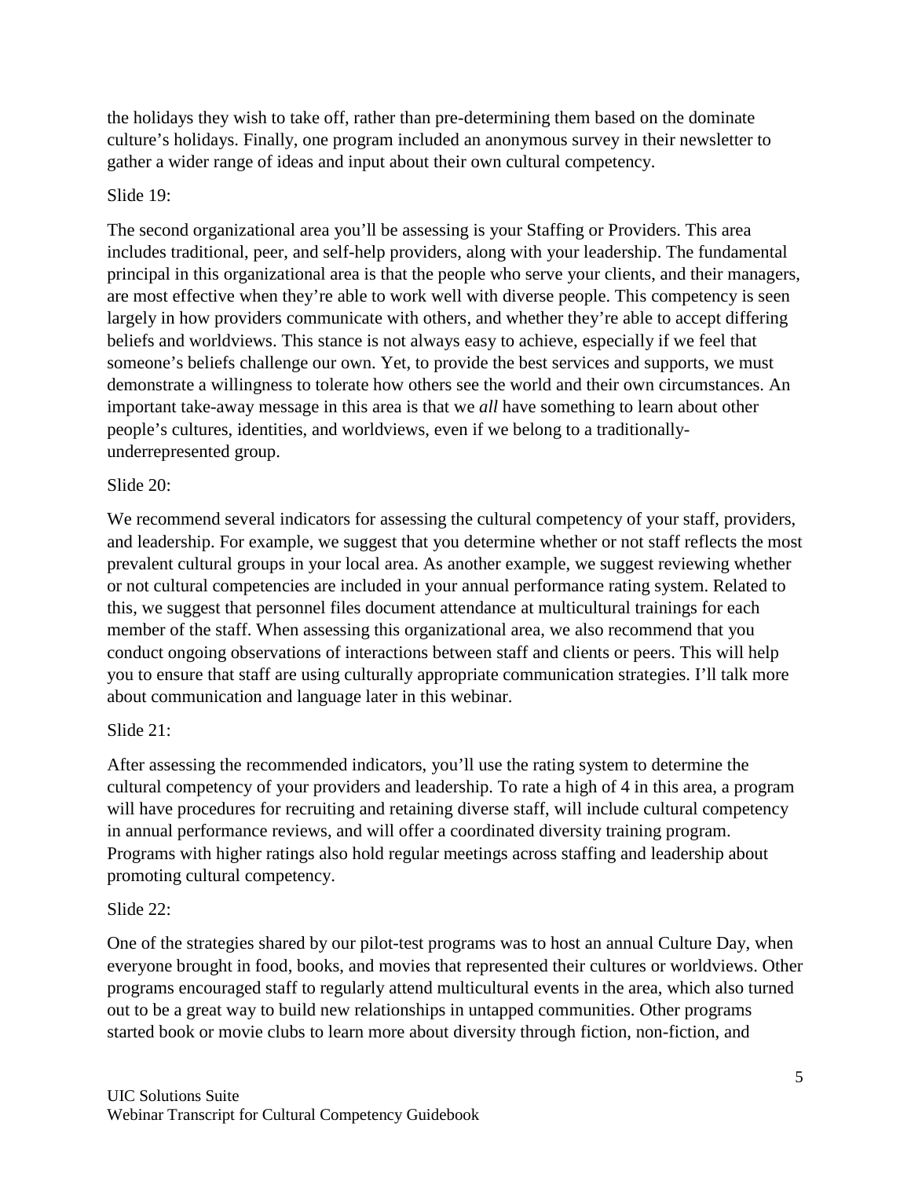the holidays they wish to take off, rather than pre-determining them based on the dominate culture's holidays. Finally, one program included an anonymous survey in their newsletter to gather a wider range of ideas and input about their own cultural competency.

Slide 19:

The second organizational area you'll be assessing is your Staffing or Providers. This area includes traditional, peer, and self-help providers, along with your leadership. The fundamental principal in this organizational area is that the people who serve your clients, and their managers, are most effective when they're able to work well with diverse people. This competency is seen largely in how providers communicate with others, and whether they're able to accept differing beliefs and worldviews. This stance is not always easy to achieve, especially if we feel that someone's beliefs challenge our own. Yet, to provide the best services and supports, we must demonstrate a willingness to tolerate how others see the world and their own circumstances. An important take-away message in this area is that we *all* have something to learn about other people's cultures, identities, and worldviews, even if we belong to a traditionally-underrepresented group.

Slide 20:

We recommend several indicators for assessing the cultural competency of your staff, providers, and leadership. For example, we suggest that you determine whether or not staff reflects the most prevalent cultural groups in your local area. As another example, we suggest reviewing whether or not cultural competencies are included in your annual performance rating system. Related to this, we suggest that personnel files document attendance at multicultural trainings for each member of the staff. When assessing this organizational area, we also recommend that you conduct ongoing observations of interactions between staff and clients or peers. This will help you to ensure that staff are using culturally appropriate communication strategies. I'll talk more about communication and language later in this webinar.

Slide 21:

After assessing the recommended indicators, you'll use the rating system to determine the cultural competency of your providers and leadership. To rate a high of 4 in this area, a program will have procedures for recruiting and retaining diverse staff, will include cultural competency in annual performance reviews, and will offer a coordinated diversity training program. Programs with higher ratings also hold regular meetings across staffing and leadership about promoting cultural competency.

Slide 22:

One of the strategies shared by our pilot-test programs was to host an annual Culture Day, when everyone brought in food, books, and movies that represented their cultures or worldviews. Other programs encouraged staff to regularly attend multicultural events in the area, which also turned out to be a great way to build new relationships in untapped communities. Other programs started book or movie clubs to learn more about diversity through fiction, non-fiction, and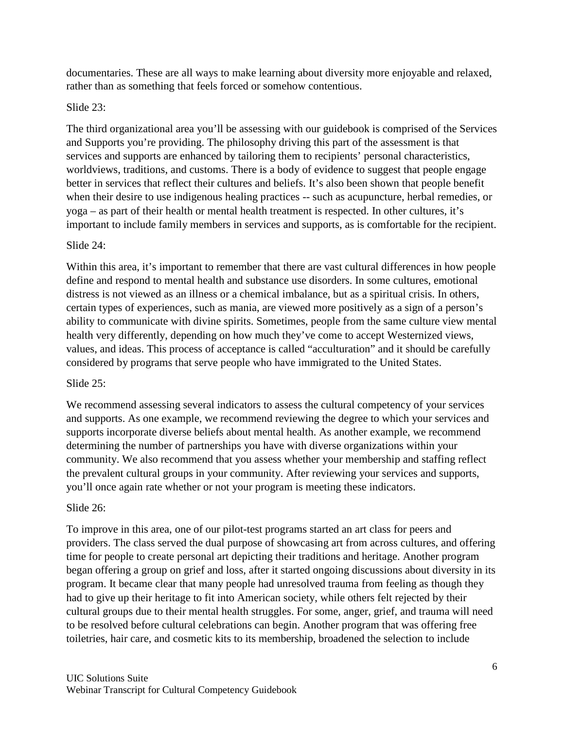documentaries. These are all ways to make learning about diversity more enjoyable and relaxed, rather than as something that feels forced or somehow contentious.

Slide 23:

The third organizational area you'll be assessing with our guidebook is comprised of the Services and Supports you're providing. The philosophy driving this part of the assessment is that services and supports are enhanced by tailoring them to recipients' personal characteristics, worldviews, traditions, and customs. There is a body of evidence to suggest that people engage better in services that reflect their cultures and beliefs. It's also been shown that people benefit when their desire to use indigenous healing practices -- such as acupuncture, herbal remedies, or yoga – as part of their health or mental health treatment is respected. In other cultures, it's important to include family members in services and supports, as is comfortable for the recipient.

Slide 24:

Within this area, it's important to remember that there are vast cultural differences in how people define and respond to mental health and substance use disorders. In some cultures, emotional distress is not viewed as an illness or a chemical imbalance, but as a spiritual crisis. In others, certain types of experiences, such as mania, are viewed more positively as a sign of a person's ability to communicate with divine spirits. Sometimes, people from the same culture view mental health very differently, depending on how much they've come to accept Westernized views, values, and ideas. This process of acceptance is called "acculturation" and it should be carefully considered by programs that serve people who have immigrated to the United States.

Slide 25:

We recommend assessing several indicators to assess the cultural competency of your services and supports. As one example, we recommend reviewing the degree to which your services and supports incorporate diverse beliefs about mental health. As another example, we recommend determining the number of partnerships you have with diverse organizations within your community. We also recommend that you assess whether your membership and staffing reflect the prevalent cultural groups in your community. After reviewing your services and supports, you'll once again rate whether or not your program is meeting these indicators.

Slide 26:

To improve in this area, one of our pilot-test programs started an art class for peers and providers. The class served the dual purpose of showcasing art from across cultures, and offering time for people to create personal art depicting their traditions and heritage. Another program began offering a group on grief and loss, after it started ongoing discussions about diversity in its program. It became clear that many people had unresolved trauma from feeling as though they had to give up their heritage to fit into American society, while others felt rejected by their cultural groups due to their mental health struggles. For some, anger, grief, and trauma will need to be resolved before cultural celebrations can begin. Another program that was offering free toiletries, hair care, and cosmetic kits to its membership, broadened the selection to include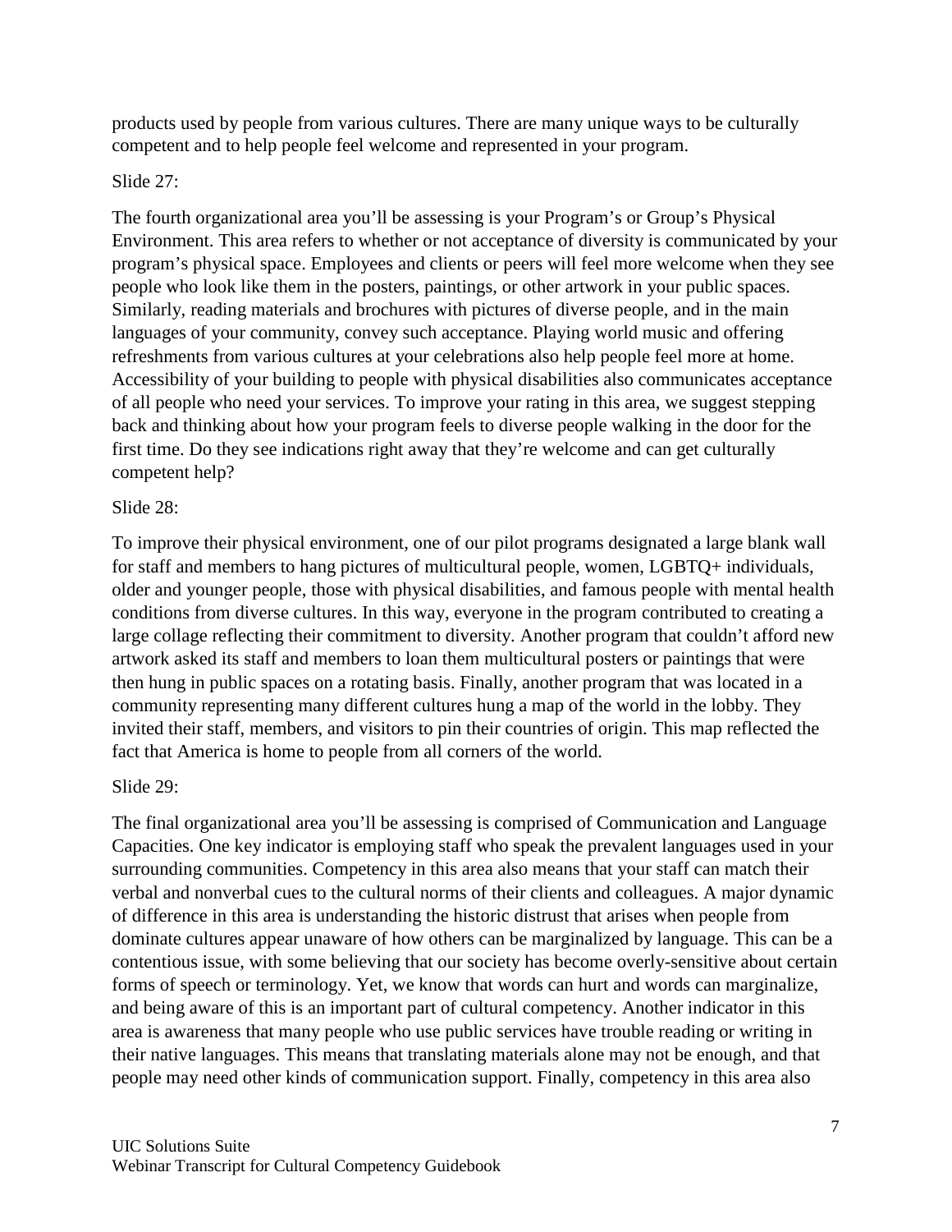products used by people from various cultures. There are many unique ways to be culturally competent and to help people feel welcome and represented in your program.

Slide 27:

The fourth organizational area you'll be assessing is your Program's or Group's Physical Environment. This area refers to whether or not acceptance of diversity is communicated by your program's physical space. Employees and clients or peers will feel more welcome when they see people who look like them in the posters, paintings, or other artwork in your public spaces. Similarly, reading materials and brochures with pictures of diverse people, and in the main languages of your community, convey such acceptance. Playing world music and offering refreshments from various cultures at your celebrations also help people feel more at home. Accessibility of your building to people with physical disabilities also communicates acceptance of all people who need your services. To improve your rating in this area, we suggest stepping back and thinking about how your program feels to diverse people walking in the door for the first time. Do they see indications right away that they're welcome and can get culturally competent help?

Slide 28:

To improve their physical environment, one of our pilot programs designated a large blank wall for staff and members to hang pictures of multicultural people, women, LGBTQ+ individuals, older and younger people, those with physical disabilities, and famous people with mental health conditions from diverse cultures. In this way, everyone in the program contributed to creating a large collage reflecting their commitment to diversity. Another program that couldn't afford new artwork asked its staff and members to loan them multicultural posters or paintings that were then hung in public spaces on a rotating basis. Finally, another program that was located in a community representing many different cultures hung a map of the world in the lobby. They invited their staff, members, and visitors to pin their countries of origin. This map reflected the fact that America is home to people from all corners of the world.

Slide 29:

The final organizational area you'll be assessing is comprised of Communication and Language Capacities. One key indicator is employing staff who speak the prevalent languages used in your surrounding communities. Competency in this area also means that your staff can match their verbal and nonverbal cues to the cultural norms of their clients and colleagues. A major dynamic of difference in this area is understanding the historic distrust that arises when people from dominate cultures appear unaware of how others can be marginalized by language. This can be a contentious issue, with some believing that our society has become overly-sensitive about certain forms of speech or terminology. Yet, we know that words can hurt and words can marginalize, and being aware of this is an important part of cultural competency. Another indicator in this area is awareness that many people who use public services have trouble reading or writing in their native languages. This means that translating materials alone may not be enough, and that people may need other kinds of communication support. Finally, competency in this area also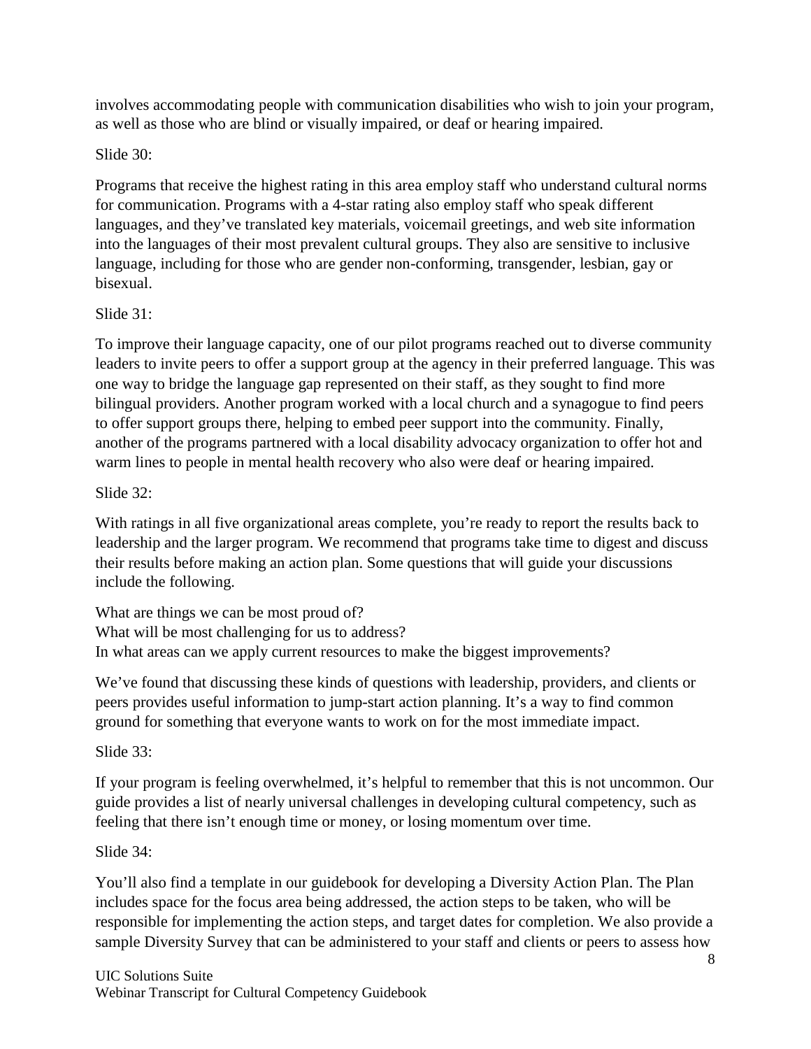involves accommodating people with communication disabilities who wish to join your program, as well as those who are blind or visually impaired, or deaf or hearing impaired.

Slide 30:

Programs that receive the highest rating in this area employ staff who understand cultural norms for communication. Programs with a 4-star rating also employ staff who speak different languages, and they've translated key materials, voicemail greetings, and web site information into the languages of their most prevalent cultural groups. They also are sensitive to inclusive language, including for those who are gender non-conforming, transgender, lesbian, gay or bisexual.

Slide 31:

To improve their language capacity, one of our pilot programs reached out to diverse community leaders to invite peers to offer a support group at the agency in their preferred language. This was one way to bridge the language gap represented on their staff, as they sought to find more bilingual providers. Another program worked with a local church and a synagogue to find peers to offer support groups there, helping to embed peer support into the community. Finally, another of the programs partnered with a local disability advocacy organization to offer hot and warm lines to people in mental health recovery who also were deaf or hearing impaired.

Slide 32:

With ratings in all five organizational areas complete, you're ready to report the results back to leadership and the larger program. We recommend that programs take time to digest and discuss their results before making an action plan. Some questions that will guide your discussions include the following.

What are things we can be most proud of?
What will be most challenging for us to address?
In what areas can we apply current resources to make the biggest improvements?

We've found that discussing these kinds of questions with leadership, providers, and clients or peers provides useful information to jump-start action planning. It's a way to find common ground for something that everyone wants to work on for the most immediate impact.

Slide 33:

If your program is feeling overwhelmed, it's helpful to remember that this is not uncommon. Our guide provides a list of nearly universal challenges in developing cultural competency, such as feeling that there isn't enough time or money, or losing momentum over time.

Slide 34:

You'll also find a template in our guidebook for developing a Diversity Action Plan. The Plan includes space for the focus area being addressed, the action steps to be taken, who will be responsible for implementing the action steps, and target dates for completion. We also provide a sample Diversity Survey that can be administered to your staff and clients or peers to assess how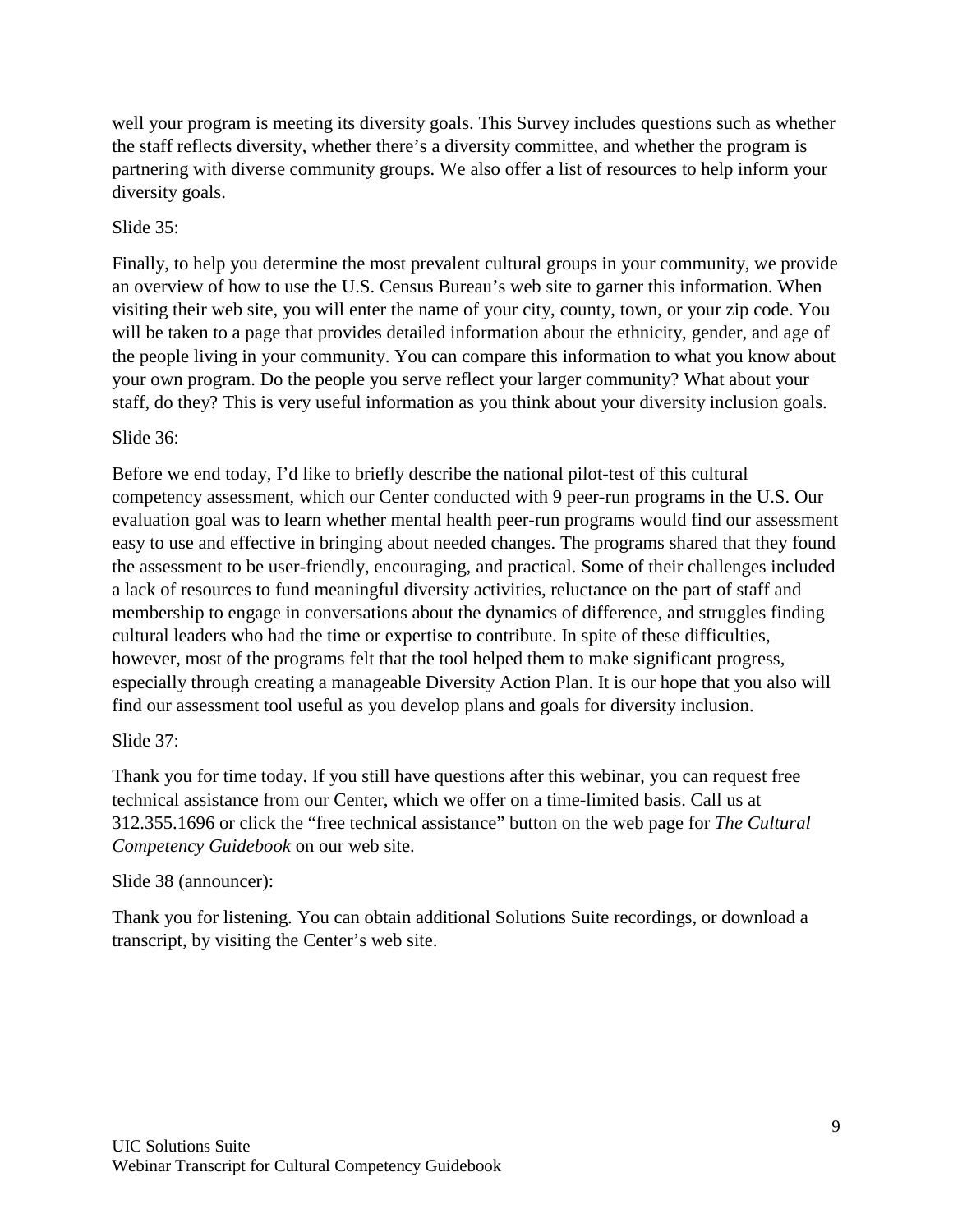well your program is meeting its diversity goals. This Survey includes questions such as whether the staff reflects diversity, whether there's a diversity committee, and whether the program is partnering with diverse community groups. We also offer a list of resources to help inform your diversity goals.

Slide 35:

Finally, to help you determine the most prevalent cultural groups in your community, we provide an overview of how to use the U.S. Census Bureau's web site to garner this information. When visiting their web site, you will enter the name of your city, county, town, or your zip code. You will be taken to a page that provides detailed information about the ethnicity, gender, and age of the people living in your community. You can compare this information to what you know about your own program. Do the people you serve reflect your larger community? What about your staff, do they? This is very useful information as you think about your diversity inclusion goals.

Slide 36:

Before we end today, I'd like to briefly describe the national pilot-test of this cultural competency assessment, which our Center conducted with 9 peer-run programs in the U.S. Our evaluation goal was to learn whether mental health peer-run programs would find our assessment easy to use and effective in bringing about needed changes. The programs shared that they found the assessment to be user-friendly, encouraging, and practical. Some of their challenges included a lack of resources to fund meaningful diversity activities, reluctance on the part of staff and membership to engage in conversations about the dynamics of difference, and struggles finding cultural leaders who had the time or expertise to contribute. In spite of these difficulties, however, most of the programs felt that the tool helped them to make significant progress, especially through creating a manageable Diversity Action Plan. It is our hope that you also will find our assessment tool useful as you develop plans and goals for diversity inclusion.

Slide 37:

Thank you for time today. If you still have questions after this webinar, you can request free technical assistance from our Center, which we offer on a time-limited basis. Call us at 312.355.1696 or click the "free technical assistance" button on the web page for *The Cultural Competency Guidebook* on our web site.

Slide 38 (announcer):

Thank you for listening. You can obtain additional Solutions Suite recordings, or download a transcript, by visiting the Center's web site.